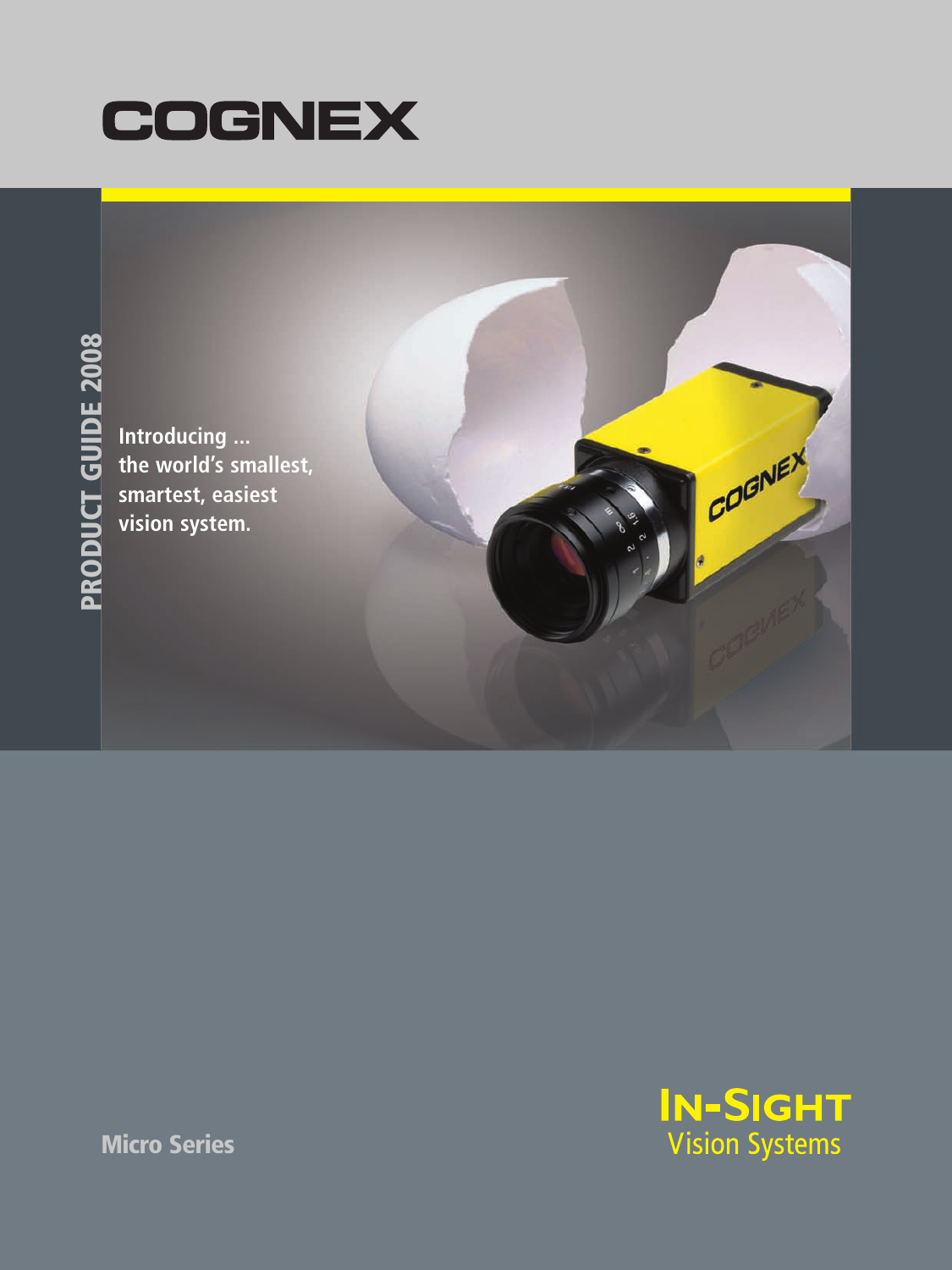# COGNEX

PRODUCT GUIDE 2008

**Introducing ...
the world's smallest,
smartest, easiest
vision system.**

**Micro Series**

## In-Sight
Vision Systems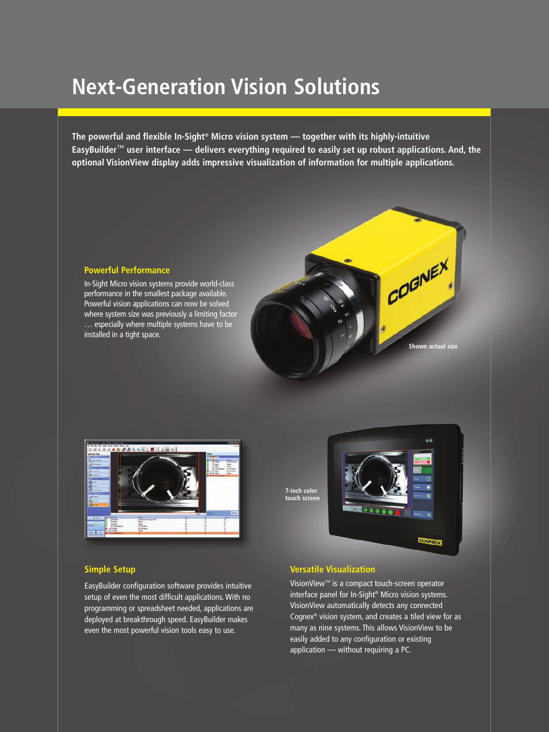# Next-Generation Vision Solutions

**The powerful and flexible In-Sight® Micro vision system — together with its highly-intuitive EasyBuilder™ user interface — delivers everything required to easily set up robust applications. And, the optional VisionView display adds impressive visualization of information for multiple applications.**

### Powerful Performance

In-Sight Micro vision systems provide world-class performance in the smallest package available. Powerful vision applications can now be solved where system size was previously a limiting factor … especially where multiple systems have to be installed in a tight space.

Shown actual size

7-inch color touch screen

### Simple Setup

EasyBuilder configuration software provides intuitive setup of even the most difficult applications. With no programming or spreadsheet needed, applications are deployed at breakthrough speed. EasyBuilder makes even the most powerful vision tools easy to use.

### Versatile Visualization

VisionView™ is a compact touch-screen operator interface panel for In-Sight® Micro vision systems. VisionView automatically detects any connected Cognex® vision system, and creates a tiled view for as many as nine systems. This allows VisionView to be easily added to any configuration or existing application — without requiring a PC.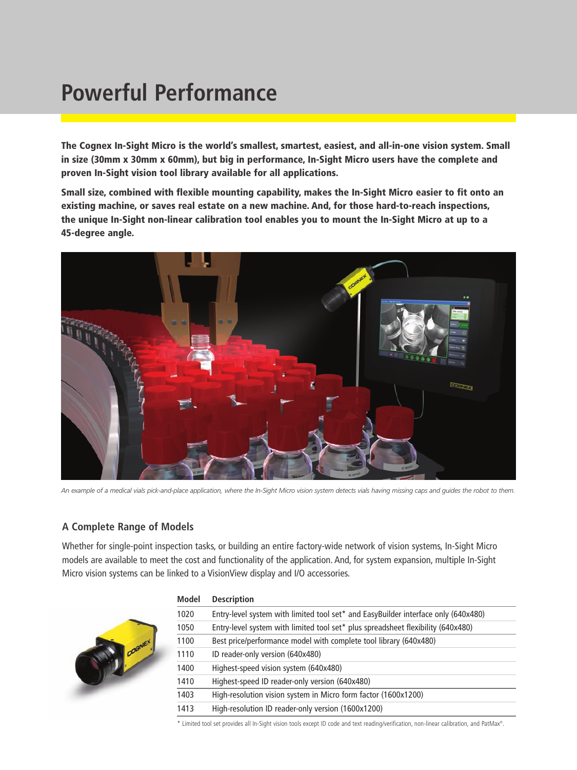# Powerful Performance

**The Cognex In-Sight Micro is the world's smallest, smartest, easiest, and all-in-one vision system. Small in size (30mm x 30mm x 60mm), but big in performance, In-Sight Micro users have the complete and proven In-Sight vision tool library available for all applications.**

**Small size, combined with flexible mounting capability, makes the In-Sight Micro easier to fit onto an existing machine, or saves real estate on a new machine. And, for those hard-to-reach inspections, the unique In-Sight non-linear calibration tool enables you to mount the In-Sight Micro at up to a 45-degree angle.**

*An example of a medical vials pick-and-place application, where the In-Sight Micro vision system detects vials having missing caps and guides the robot to them.*

## A Complete Range of Models

Whether for single-point inspection tasks, or building an entire factory-wide network of vision systems, In-Sight Micro models are available to meet the cost and functionality of the application. And, for system expansion, multiple In-Sight Micro vision systems can be linked to a VisionView display and I/O accessories.

| Model | Description |
|---|---|
| 1020 | Entry-level system with limited tool set* and EasyBuilder interface only (640x480) |
| 1050 | Entry-level system with limited tool set* plus spreadsheet flexibility (640x480) |
| 1100 | Best price/performance model with complete tool library (640x480) |
| 1110 | ID reader-only version (640x480) |
| 1400 | Highest-speed vision system (640x480) |
| 1410 | Highest-speed ID reader-only version (640x480) |
| 1403 | High-resolution vision system in Micro form factor (1600x1200) |
| 1413 | High-resolution ID reader-only version (1600x1200) |

* Limited tool set provides all In-Sight vision tools except ID code and text reading/verification, non-linear calibration, and PatMax®.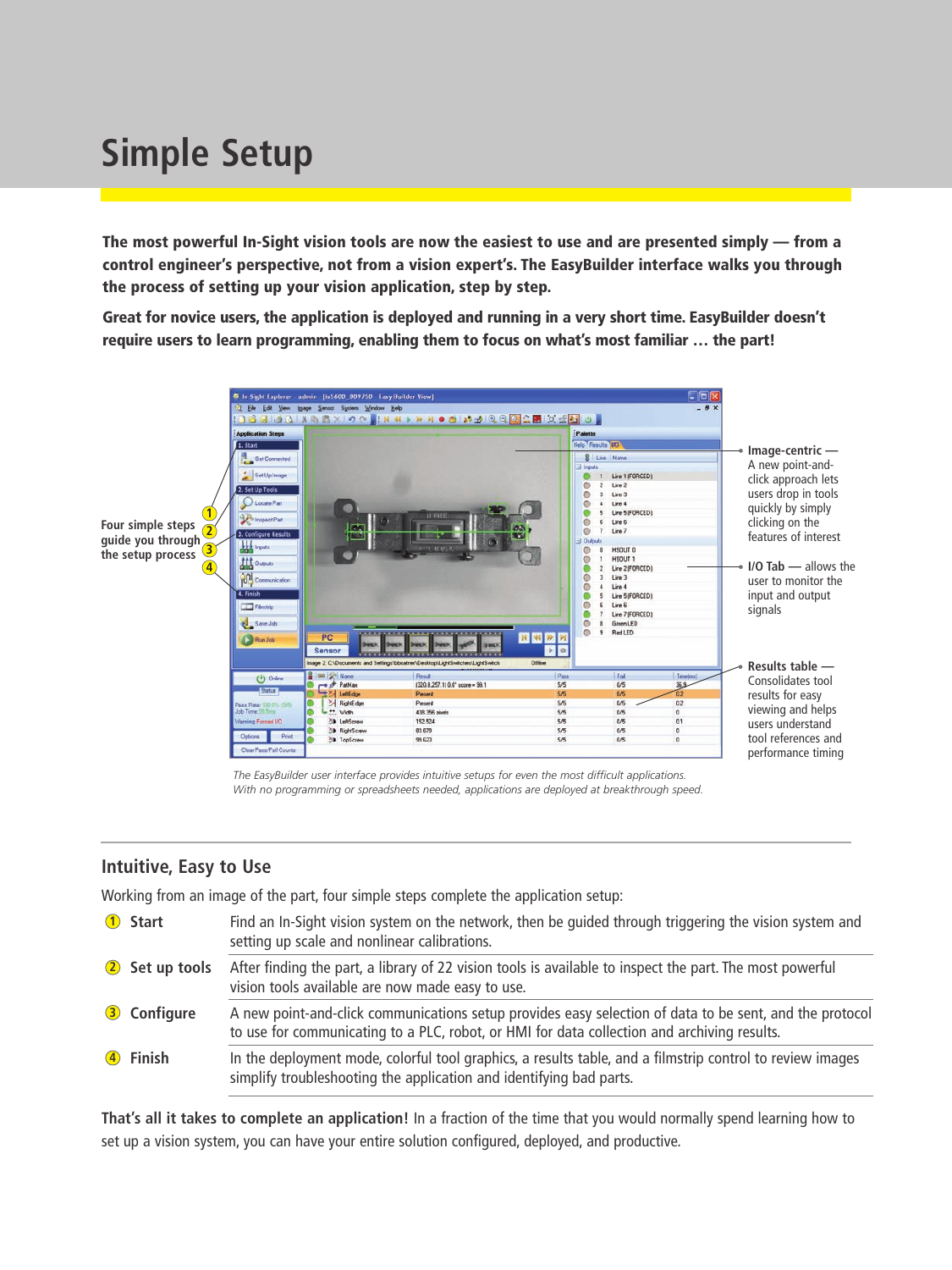# Simple Setup

**The most powerful In-Sight vision tools are now the easiest to use and are presented simply — from a control engineer's perspective, not from a vision expert's. The EasyBuilder interface walks you through the process of setting up your vision application, step by step.**

**Great for novice users, the application is deployed and running in a very short time. EasyBuilder doesn't require users to learn programming, enabling them to focus on what's most familiar … the part!**

**Four simple steps guide you through the setup process**

**Image-centric** — A new point-and-click approach lets users drop in tools quickly by simply clicking on the features of interest

**I/O Tab** — allows the user to monitor the input and output signals

**Results table** — Consolidates tool results for easy viewing and helps users understand tool references and performance timing

*The EasyBuilder user interface provides intuitive setups for even the most difficult applications. With no programming or spreadsheets needed, applications are deployed at breakthrough speed.*

## Intuitive, Easy to Use

Working from an image of the part, four simple steps complete the application setup:

| | |
|---|---|
| ① **Start** | Find an In-Sight vision system on the network, then be guided through triggering the vision system and setting up scale and nonlinear calibrations. |
| ② **Set up tools** | After finding the part, a library of 22 vision tools is available to inspect the part. The most powerful vision tools available are now made easy to use. |
| ③ **Configure** | A new point-and-click communications setup provides easy selection of data to be sent, and the protocol to use for communicating to a PLC, robot, or HMI for data collection and archiving results. |
| ④ **Finish** | In the deployment mode, colorful tool graphics, a results table, and a filmstrip control to review images simplify troubleshooting the application and identifying bad parts. |

**That's all it takes to complete an application!** In a fraction of the time that you would normally spend learning how to set up a vision system, you can have your entire solution configured, deployed, and productive.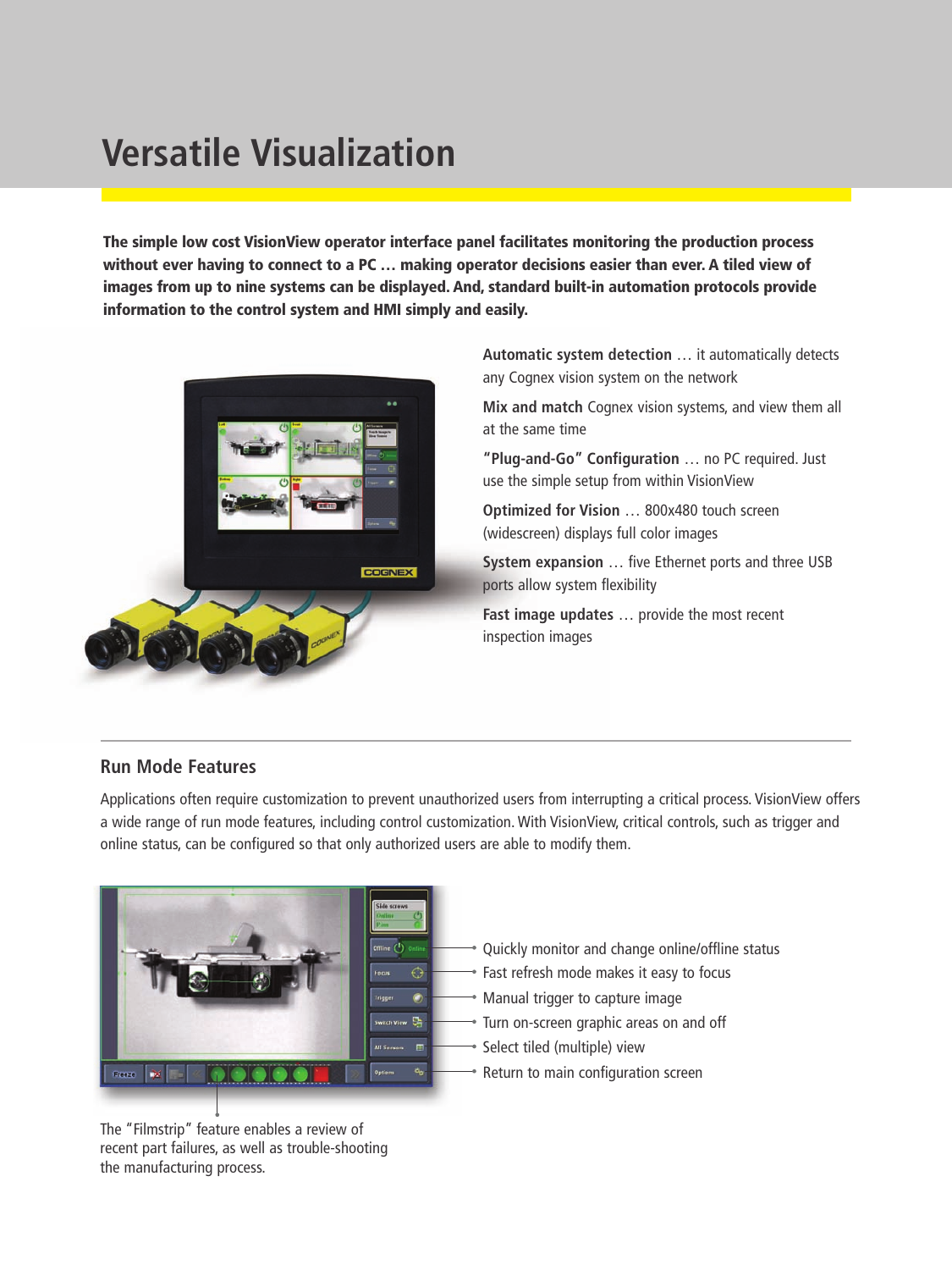# Versatile Visualization

**The simple low cost VisionView operator interface panel facilitates monitoring the production process without ever having to connect to a PC … making operator decisions easier than ever. A tiled view of images from up to nine systems can be displayed. And, standard built-in automation protocols provide information to the control system and HMI simply and easily.**

**Automatic system detection** … it automatically detects any Cognex vision system on the network

**Mix and match** Cognex vision systems, and view them all at the same time

**"Plug-and-Go" Configuration** … no PC required. Just use the simple setup from within VisionView

**Optimized for Vision** … 800x480 touch screen (widescreen) displays full color images

**System expansion** … five Ethernet ports and three USB ports allow system flexibility

**Fast image updates** … provide the most recent inspection images

## Run Mode Features

Applications often require customization to prevent unauthorized users from interrupting a critical process. VisionView offers a wide range of run mode features, including control customization. With VisionView, critical controls, such as trigger and online status, can be configured so that only authorized users are able to modify them.

- Quickly monitor and change online/offline status
- Fast refresh mode makes it easy to focus
- Manual trigger to capture image
- Turn on-screen graphic areas on and off
- Select tiled (multiple) view
- Return to main configuration screen

The "Filmstrip" feature enables a review of recent part failures, as well as trouble-shooting the manufacturing process.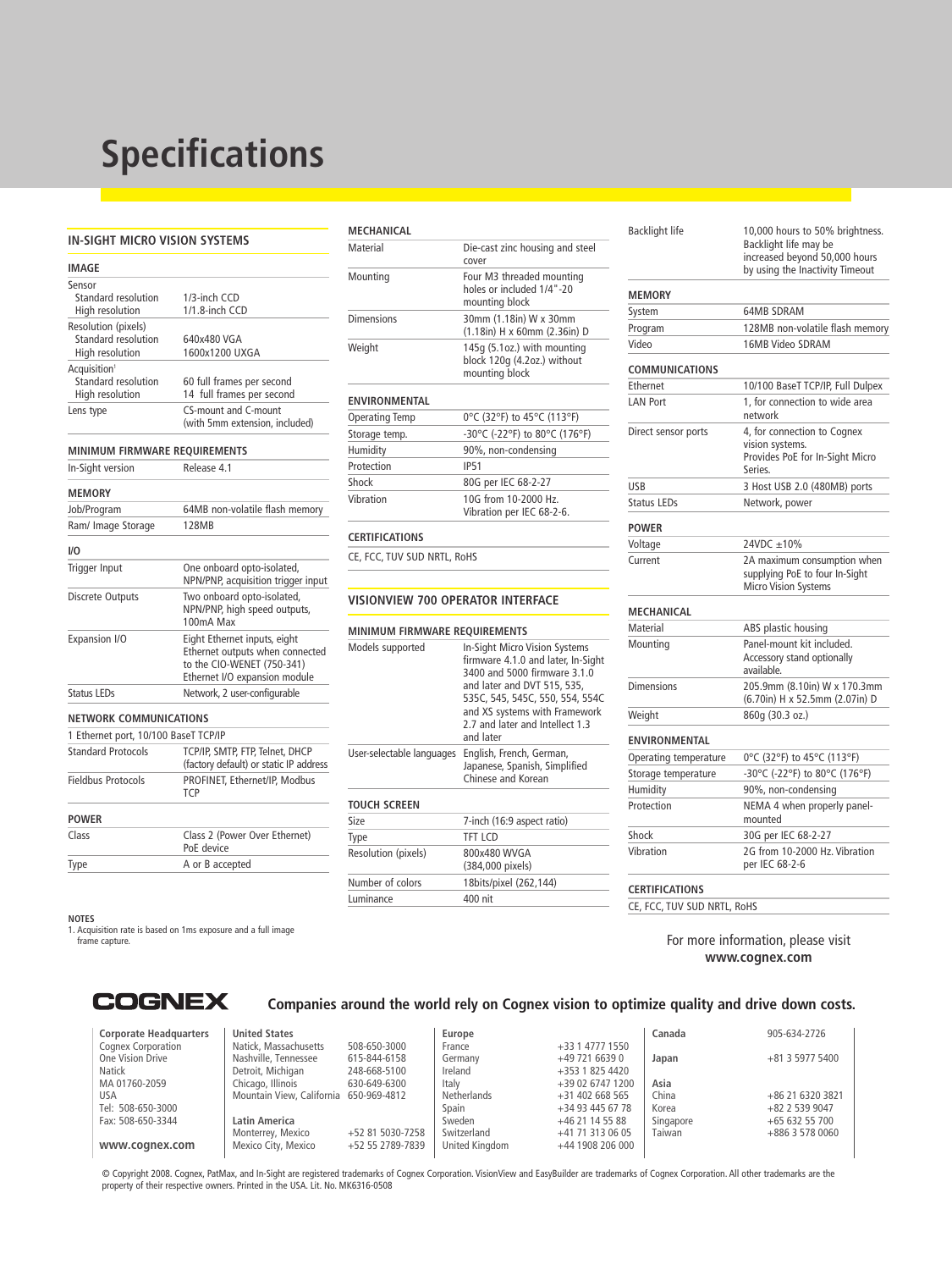# Specifications

## IN-SIGHT MICRO VISION SYSTEMS

### IMAGE

| | |
|---|---|
| Sensor | |
| Standard resolution | 1/3-inch CCD |
| High resolution | 1/1.8-inch CCD |
| Resolution (pixels) | |
| Standard resolution | 640x480 VGA |
| High resolution | 1600x1200 UXGA |
| Acquisition[1] | |
| Standard resolution | 60 full frames per second |
| High resolution | 14 full frames per second |
| Lens type | CS-mount and C-mount (with 5mm extension, included) |

### MINIMUM FIRMWARE REQUIREMENTS

| | |
|---|---|
| In-Sight version | Release 4.1 |

### MEMORY

| | |
|---|---|
| Job/Program | 64MB non-volatile flash memory |
| Ram/ Image Storage | 128MB |

### I/O

| | |
|---|---|
| Trigger Input | One onboard opto-isolated, NPN/PNP, acquisition trigger input |
| Discrete Outputs | Two onboard opto-isolated, NPN/PNP, high speed outputs, 100mA Max |
| Expansion I/O | Eight Ethernet inputs, eight Ethernet outputs when connected to the CIO-WENET (750-341) Ethernet I/O expansion module |
| Status LEDs | Network, 2 user-configurable |

### NETWORK COMMUNICATIONS

| | |
|---|---|
| 1 Ethernet port, 10/100 BaseT TCP/IP | |
| Standard Protocols | TCP/IP, SMTP, FTP, Telnet, DHCP (factory default) or static IP address |
| Fieldbus Protocols | PROFINET, Ethernet/IP, Modbus TCP |

### POWER

| | |
|---|---|
| Class | Class 2 (Power Over Ethernet) PoE device |
| Type | A or B accepted |

### MECHANICAL

| | |
|---|---|
| Material | Die-cast zinc housing and steel cover |
| Mounting | Four M3 threaded mounting holes or included 1/4"-20 mounting block |
| Dimensions | 30mm (1.18in) W x 30mm (1.18in) H x 60mm (2.36in) D |
| Weight | 145g (5.1oz.) with mounting block 120g (4.2oz.) without mounting block |

### ENVIRONMENTAL

| | |
|---|---|
| Operating Temp | 0°C (32°F) to 45°C (113°F) |
| Storage temp. | -30°C (-22°F) to 80°C (176°F) |
| Humidity | 90%, non-condensing |
| Protection | IP51 |
| Shock | 80G per IEC 68-2-27 |
| Vibration | 10G from 10-2000 Hz. Vibration per IEC 68-2-6. |

### CERTIFICATIONS

CE, FCC, TUV SUD NRTL, RoHS

**NOTES**

1. Acquisition rate is based on 1ms exposure and a full image frame capture.

## VISIONVIEW 700 OPERATOR INTERFACE

### MINIMUM FIRMWARE REQUIREMENTS

| | |
|---|---|
| Models supported | In-Sight Micro Vision Systems firmware 4.1.0 and later, In-Sight 3400 and 5000 firmware 3.1.0 and later and DVT 515, 535, 535C, 545, 545C, 550, 554, 554C and XS systems with Framework 2.7 and later and Intellect 1.3 and later |
| User-selectable languages | English, French, German, Japanese, Spanish, Simplified Chinese and Korean |

### TOUCH SCREEN

| | |
|---|---|
| Size | 7-inch (16:9 aspect ratio) |
| Type | TFT LCD |
| Resolution (pixels) | 800x480 WVGA (384,000 pixels) |
| Number of colors | 18bits/pixel (262,144) |
| Luminance | 400 nit |
| Backlight life | 10,000 hours to 50% brightness. Backlight life may be increased beyond 50,000 hours by using the Inactivity Timeout |

### MEMORY

| | |
|---|---|
| System | 64MB SDRAM |
| Program | 128MB non-volatile flash memory |
| Video | 16MB Video SDRAM |

### COMMUNICATIONS

| | |
|---|---|
| Ethernet | 10/100 BaseT TCP/IP, Full Dulpex |
| LAN Port | 1, for connection to wide area network |
| Direct sensor ports | 4, for connection to Cognex vision systems. Provides PoE for In-Sight Micro Series. |
| USB | 3 Host USB 2.0 (480MB) ports |
| Status LEDs | Network, power |

### POWER

| | |
|---|---|
| Voltage | 24VDC ±10% |
| Current | 2A maximum consumption when supplying PoE to four In-Sight Micro Vision Systems |

### MECHANICAL

| | |
|---|---|
| Material | ABS plastic housing |
| Mounting | Panel-mount kit included. Accessory stand optionally available. |
| Dimensions | 205.9mm (8.10in) W x 170.3mm (6.70in) H x 52.5mm (2.07in) D |
| Weight | 860g (30.3 oz.) |

### ENVIRONMENTAL

| | |
|---|---|
| Operating temperature | 0°C (32°F) to 45°C (113°F) |
| Storage temperature | -30°C (-22°F) to 80°C (176°F) |
| Humidity | 90%, non-condensing |
| Protection | NEMA 4 when properly panel-mounted |
| Shock | 30G per IEC 68-2-27 |
| Vibration | 2G from 10-2000 Hz. Vibration per IEC 68-2-6 |

### CERTIFICATIONS

CE, FCC, TUV SUD NRTL, RoHS

For more information, please visit
**www.cognex.com**

**COGNEX** **Companies around the world rely on Cognex vision to optimize quality and drive down costs.**

**Corporate Headquarters**
Cognex Corporation
One Vision Drive
Natick
MA 01760-2059
USA
Tel: 508-650-3000
Fax: 508-650-3344

**www.cognex.com**

| **United States** | |
|---|---|
| Natick, Massachusetts | 508-650-3000 |
| Nashville, Tennessee | 615-844-6158 |
| Detroit, Michigan | 248-668-5100 |
| Chicago, Illinois | 630-649-6300 |
| Mountain View, California | 650-969-4812 |
| **Latin America** | |
| Monterrey, Mexico | +52 81 5030-7258 |
| Mexico City, Mexico | +52 55 2789-7839 |

| **Europe** | |
|---|---|
| France | +33 1 4777 1550 |
| Germany | +49 721 6639 0 |
| Ireland | +353 1 825 4420 |
| Italy | +39 02 6747 1200 |
| Netherlands | +31 402 668 565 |
| Spain | +34 93 445 67 78 |
| Sweden | +46 21 14 55 88 |
| Switzerland | +41 71 313 06 05 |
| United Kingdom | +44 1908 206 000 |

| **Canada** | 905-634-2726 |
|---|---|
| **Japan** | +81 3 5977 5400 |
| **Asia** | |
| China | +86 21 6320 3821 |
| Korea | +82 2 539 9047 |
| Singapore | +65 632 55 700 |
| Taiwan | +886 3 578 0060 |

© Copyright 2008. Cognex, PatMax, and In-Sight are registered trademarks of Cognex Corporation. VisionView and EasyBuilder are trademarks of Cognex Corporation. All other trademarks are the property of their respective owners. Printed in the USA. Lit. No. MK6316-0508